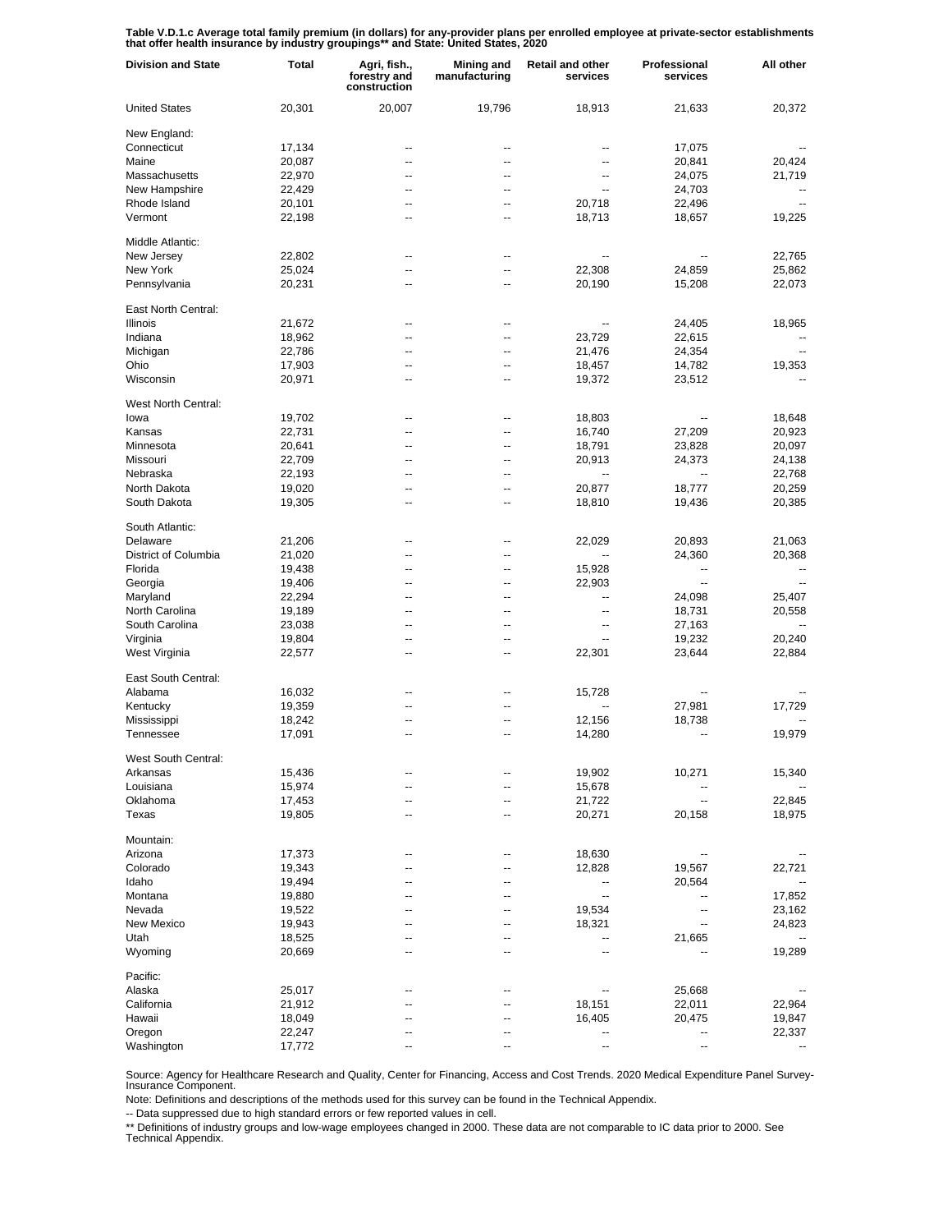**Table V.D.1.c Average total family premium (in dollars) for any-provider plans per enrolled employee at private-sector establishments that offer health insurance by industry groupings** and State: United States, 2020**

| Division and State | Total | Agri, fish., forestry and construction | Mining and manufacturing | Retail and other services | Professional services | All other |
|---|---|---|---|---|---|---|
| United States | 20,301 | 20,007 | 19,796 | 18,913 | 21,633 | 20,372 |
| New England: | | | | | | |
| Connecticut | 17,134 | -- | -- | -- | 17,075 | -- |
| Maine | 20,087 | -- | -- | -- | 20,841 | 20,424 |
| Massachusetts | 22,970 | -- | -- | -- | 24,075 | 21,719 |
| New Hampshire | 22,429 | -- | -- | -- | 24,703 | -- |
| Rhode Island | 20,101 | -- | -- | 20,718 | 22,496 | -- |
| Vermont | 22,198 | -- | -- | 18,713 | 18,657 | 19,225 |
| Middle Atlantic: | | | | | | |
| New Jersey | 22,802 | -- | -- | -- | -- | 22,765 |
| New York | 25,024 | -- | -- | 22,308 | 24,859 | 25,862 |
| Pennsylvania | 20,231 | -- | -- | 20,190 | 15,208 | 22,073 |
| East North Central: | | | | | | |
| Illinois | 21,672 | -- | -- | -- | 24,405 | 18,965 |
| Indiana | 18,962 | -- | -- | 23,729 | 22,615 | -- |
| Michigan | 22,786 | -- | -- | 21,476 | 24,354 | -- |
| Ohio | 17,903 | -- | -- | 18,457 | 14,782 | 19,353 |
| Wisconsin | 20,971 | -- | -- | 19,372 | 23,512 | -- |
| West North Central: | | | | | | |
| Iowa | 19,702 | -- | -- | 18,803 | -- | 18,648 |
| Kansas | 22,731 | -- | -- | 16,740 | 27,209 | 20,923 |
| Minnesota | 20,641 | -- | -- | 18,791 | 23,828 | 20,097 |
| Missouri | 22,709 | -- | -- | 20,913 | 24,373 | 24,138 |
| Nebraska | 22,193 | -- | -- | -- | -- | 22,768 |
| North Dakota | 19,020 | -- | -- | 20,877 | 18,777 | 20,259 |
| South Dakota | 19,305 | -- | -- | 18,810 | 19,436 | 20,385 |
| South Atlantic: | | | | | | |
| Delaware | 21,206 | -- | -- | 22,029 | 20,893 | 21,063 |
| District of Columbia | 21,020 | -- | -- | -- | 24,360 | 20,368 |
| Florida | 19,438 | -- | -- | 15,928 | -- | -- |
| Georgia | 19,406 | -- | -- | 22,903 | -- | -- |
| Maryland | 22,294 | -- | -- | -- | 24,098 | 25,407 |
| North Carolina | 19,189 | -- | -- | -- | 18,731 | 20,558 |
| South Carolina | 23,038 | -- | -- | -- | 27,163 | -- |
| Virginia | 19,804 | -- | -- | -- | 19,232 | 20,240 |
| West Virginia | 22,577 | -- | -- | 22,301 | 23,644 | 22,884 |
| East South Central: | | | | | | |
| Alabama | 16,032 | -- | -- | 15,728 | -- | -- |
| Kentucky | 19,359 | -- | -- | -- | 27,981 | 17,729 |
| Mississippi | 18,242 | -- | -- | 12,156 | 18,738 | -- |
| Tennessee | 17,091 | -- | -- | 14,280 | -- | 19,979 |
| West South Central: | | | | | | |
| Arkansas | 15,436 | -- | -- | 19,902 | 10,271 | 15,340 |
| Louisiana | 15,974 | -- | -- | 15,678 | -- | -- |
| Oklahoma | 17,453 | -- | -- | 21,722 | -- | 22,845 |
| Texas | 19,805 | -- | -- | 20,271 | 20,158 | 18,975 |
| Mountain: | | | | | | |
| Arizona | 17,373 | -- | -- | 18,630 | -- | -- |
| Colorado | 19,343 | -- | -- | 12,828 | 19,567 | 22,721 |
| Idaho | 19,494 | -- | -- | -- | 20,564 | -- |
| Montana | 19,880 | -- | -- | -- | -- | 17,852 |
| Nevada | 19,522 | -- | -- | 19,534 | -- | 23,162 |
| New Mexico | 19,943 | -- | -- | 18,321 | -- | 24,823 |
| Utah | 18,525 | -- | -- | -- | 21,665 | -- |
| Wyoming | 20,669 | -- | -- | -- | -- | 19,289 |
| Pacific: | | | | | | |
| Alaska | 25,017 | -- | -- | -- | 25,668 | -- |
| California | 21,912 | -- | -- | 18,151 | 22,011 | 22,964 |
| Hawaii | 18,049 | -- | -- | 16,405 | 20,475 | 19,847 |
| Oregon | 22,247 | -- | -- | -- | -- | 22,337 |
| Washington | 17,772 | -- | -- | -- | -- | -- |

Source: Agency for Healthcare Research and Quality, Center for Financing, Access and Cost Trends. 2020 Medical Expenditure Panel Survey-Insurance Component.

Note: Definitions and descriptions of the methods used for this survey can be found in the Technical Appendix.

-- Data suppressed due to high standard errors or few reported values in cell.

** Definitions of industry groups and low-wage employees changed in 2000. These data are not comparable to IC data prior to 2000. See Technical Appendix.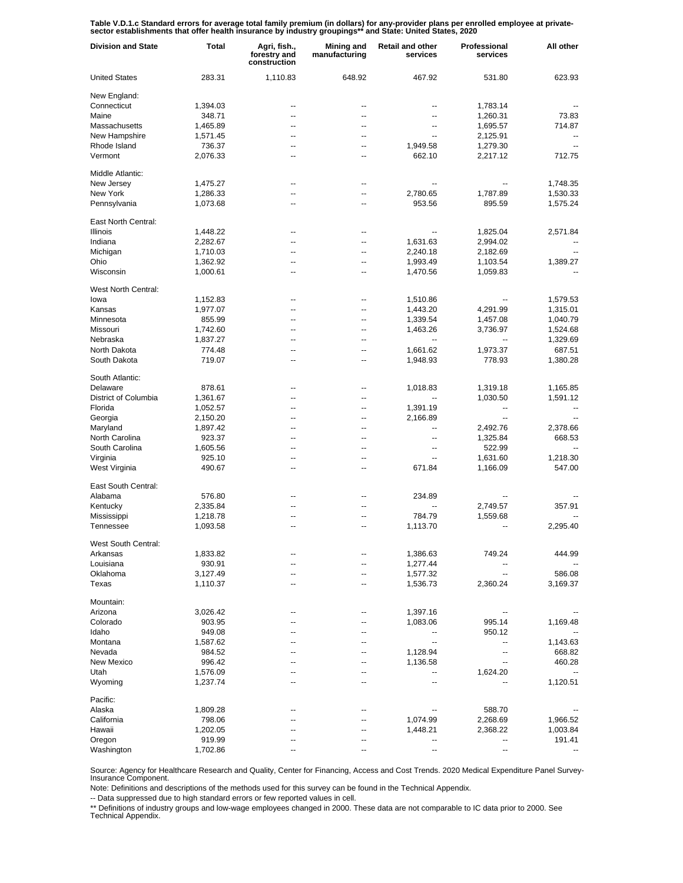**Table V.D.1.c Standard errors for average total family premium (in dollars) for any-provider plans per enrolled employee at private-sector establishments that offer health insurance by industry groupings** and State: United States, 2020**

| Division and State | Total | Agri, fish., forestry and construction | Mining and manufacturing | Retail and other services | Professional services | All other |
|---|---|---|---|---|---|---|
| United States | 283.31 | 1,110.83 | 648.92 | 467.92 | 531.80 | 623.93 |
| New England: | | | | | | |
| Connecticut | 1,394.03 | -- | -- | -- | 1,783.14 | -- |
| Maine | 348.71 | -- | -- | -- | 1,260.31 | 73.83 |
| Massachusetts | 1,465.89 | -- | -- | -- | 1,695.57 | 714.87 |
| New Hampshire | 1,571.45 | -- | -- | -- | 2,125.91 | -- |
| Rhode Island | 736.37 | -- | -- | 1,949.58 | 1,279.30 | -- |
| Vermont | 2,076.33 | -- | -- | 662.10 | 2,217.12 | 712.75 |
| Middle Atlantic: | | | | | | |
| New Jersey | 1,475.27 | -- | -- | -- | -- | 1,748.35 |
| New York | 1,286.33 | -- | -- | 2,780.65 | 1,787.89 | 1,530.33 |
| Pennsylvania | 1,073.68 | -- | -- | 953.56 | 895.59 | 1,575.24 |
| East North Central: | | | | | | |
| Illinois | 1,448.22 | -- | -- | -- | 1,825.04 | 2,571.84 |
| Indiana | 2,282.67 | -- | -- | 1,631.63 | 2,994.02 | -- |
| Michigan | 1,710.03 | -- | -- | 2,240.18 | 2,182.69 | -- |
| Ohio | 1,362.92 | -- | -- | 1,993.49 | 1,103.54 | 1,389.27 |
| Wisconsin | 1,000.61 | -- | -- | 1,470.56 | 1,059.83 | -- |
| West North Central: | | | | | | |
| Iowa | 1,152.83 | -- | -- | 1,510.86 | -- | 1,579.53 |
| Kansas | 1,977.07 | -- | -- | 1,443.20 | 4,291.99 | 1,315.01 |
| Minnesota | 855.99 | -- | -- | 1,339.54 | 1,457.08 | 1,040.79 |
| Missouri | 1,742.60 | -- | -- | 1,463.26 | 3,736.97 | 1,524.68 |
| Nebraska | 1,837.27 | -- | -- | -- | -- | 1,329.69 |
| North Dakota | 774.48 | -- | -- | 1,661.62 | 1,973.37 | 687.51 |
| South Dakota | 719.07 | -- | -- | 1,948.93 | 778.93 | 1,380.28 |
| South Atlantic: | | | | | | |
| Delaware | 878.61 | -- | -- | 1,018.83 | 1,319.18 | 1,165.85 |
| District of Columbia | 1,361.67 | -- | -- | -- | 1,030.50 | 1,591.12 |
| Florida | 1,052.57 | -- | -- | 1,391.19 | -- | -- |
| Georgia | 2,150.20 | -- | -- | 2,166.89 | -- | -- |
| Maryland | 1,897.42 | -- | -- | -- | 2,492.76 | 2,378.66 |
| North Carolina | 923.37 | -- | -- | -- | 1,325.84 | 668.53 |
| South Carolina | 1,605.56 | -- | -- | -- | 522.99 | -- |
| Virginia | 925.10 | -- | -- | -- | 1,631.60 | 1,218.30 |
| West Virginia | 490.67 | -- | -- | 671.84 | 1,166.09 | 547.00 |
| East South Central: | | | | | | |
| Alabama | 576.80 | -- | -- | 234.89 | -- | -- |
| Kentucky | 2,335.84 | -- | -- | -- | 2,749.57 | 357.91 |
| Mississippi | 1,218.78 | -- | -- | 784.79 | 1,559.68 | -- |
| Tennessee | 1,093.58 | -- | -- | 1,113.70 | -- | 2,295.40 |
| West South Central: | | | | | | |
| Arkansas | 1,833.82 | -- | -- | 1,386.63 | 749.24 | 444.99 |
| Louisiana | 930.91 | -- | -- | 1,277.44 | -- | -- |
| Oklahoma | 3,127.49 | -- | -- | 1,577.32 | -- | 586.08 |
| Texas | 1,110.37 | -- | -- | 1,536.73 | 2,360.24 | 3,169.37 |
| Mountain: | | | | | | |
| Arizona | 3,026.42 | -- | -- | 1,397.16 | -- | -- |
| Colorado | 903.95 | -- | -- | 1,083.06 | 995.14 | 1,169.48 |
| Idaho | 949.08 | -- | -- | -- | 950.12 | -- |
| Montana | 1,587.62 | -- | -- | -- | -- | 1,143.63 |
| Nevada | 984.52 | -- | -- | 1,128.94 | -- | 668.82 |
| New Mexico | 996.42 | -- | -- | 1,136.58 | -- | 460.28 |
| Utah | 1,576.09 | -- | -- | -- | 1,624.20 | -- |
| Wyoming | 1,237.74 | -- | -- | -- | -- | 1,120.51 |
| Pacific: | | | | | | |
| Alaska | 1,809.28 | -- | -- | -- | 588.70 | -- |
| California | 798.06 | -- | -- | 1,074.99 | 2,268.69 | 1,966.52 |
| Hawaii | 1,202.05 | -- | -- | 1,448.21 | 2,368.22 | 1,003.84 |
| Oregon | 919.99 | -- | -- | -- | -- | 191.41 |
| Washington | 1,702.86 | -- | -- | -- | -- | -- |

Source: Agency for Healthcare Research and Quality, Center for Financing, Access and Cost Trends. 2020 Medical Expenditure Panel Survey-Insurance Component.

Note: Definitions and descriptions of the methods used for this survey can be found in the Technical Appendix.

-- Data suppressed due to high standard errors or few reported values in cell.

** Definitions of industry groups and low-wage employees changed in 2000. These data are not comparable to IC data prior to 2000. See Technical Appendix.